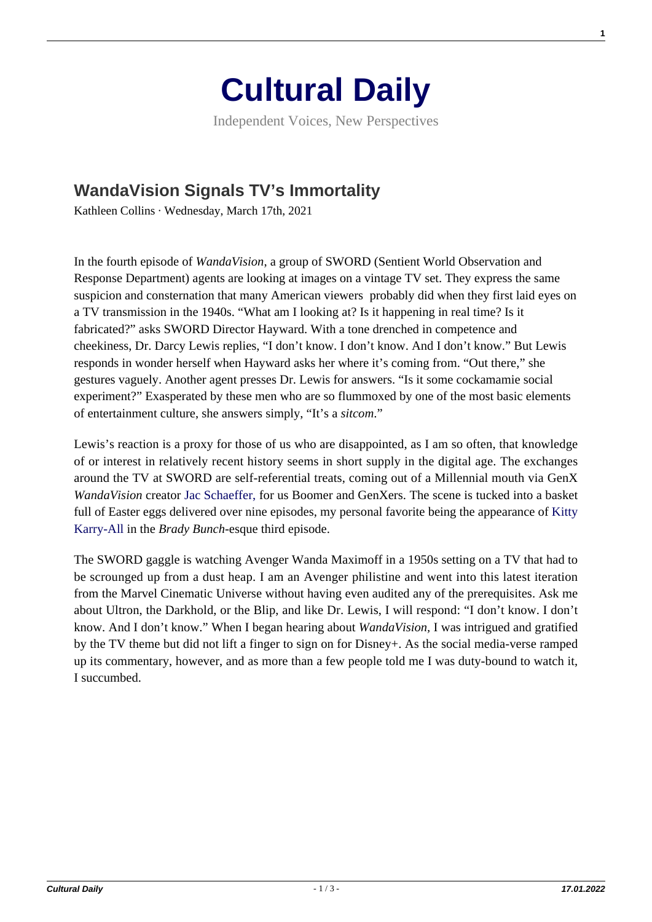# Cultural Daily

Independent Voices, New Perspectives

## WandaVision Signals TV's Immortality

Kathleen Collins · Wednesday, March 17th, 2021

In the fourth episode of *WandaVision*, a group of SWORD (Sentient World Observation and Response Department) agents are looking at images on a vintage TV set. They express the same suspicion and consternation that many American viewers probably did when they first laid eyes on a TV transmission in the 1940s. "What am I looking at? Is it happening in real time? Is it fabricated?" asks SWORD Director Hayward. With a tone drenched in competence and cheekiness, Dr. Darcy Lewis replies, "I don't know. I don't know. And I don't know." But Lewis responds in wonder herself when Hayward asks her where it's coming from. "Out there," she gestures vaguely. Another agent presses Dr. Lewis for answers. "Is it some cockamamie social experiment?" Exasperated by these men who are so flummoxed by one of the most basic elements of entertainment culture, she answers simply, "It's a *sitcom*."

Lewis's reaction is a proxy for those of us who are disappointed, as I am so often, that knowledge of or interest in relatively recent history seems in short supply in the digital age. The exchanges around the TV at SWORD are self-referential treats, coming out of a Millennial mouth via GenX *WandaVision* creator Jac Schaeffer, for us Boomer and GenXers. The scene is tucked into a basket full of Easter eggs delivered over nine episodes, my personal favorite being the appearance of Kitty Karry-All in the *Brady Bunch*-esque third episode.

The SWORD gaggle is watching Avenger Wanda Maximoff in a 1950s setting on a TV that had to be scrounged up from a dust heap. I am an Avenger philistine and went into this latest iteration from the Marvel Cinematic Universe without having even audited any of the prerequisites. Ask me about Ultron, the Darkhold, or the Blip, and like Dr. Lewis, I will respond: "I don't know. I don't know. And I don't know." When I began hearing about *WandaVision*, I was intrigued and gratified by the TV theme but did not lift a finger to sign on for Disney+. As the social media-verse ramped up its commentary, however, and as more than a few people told me I was duty-bound to watch it, I succumbed.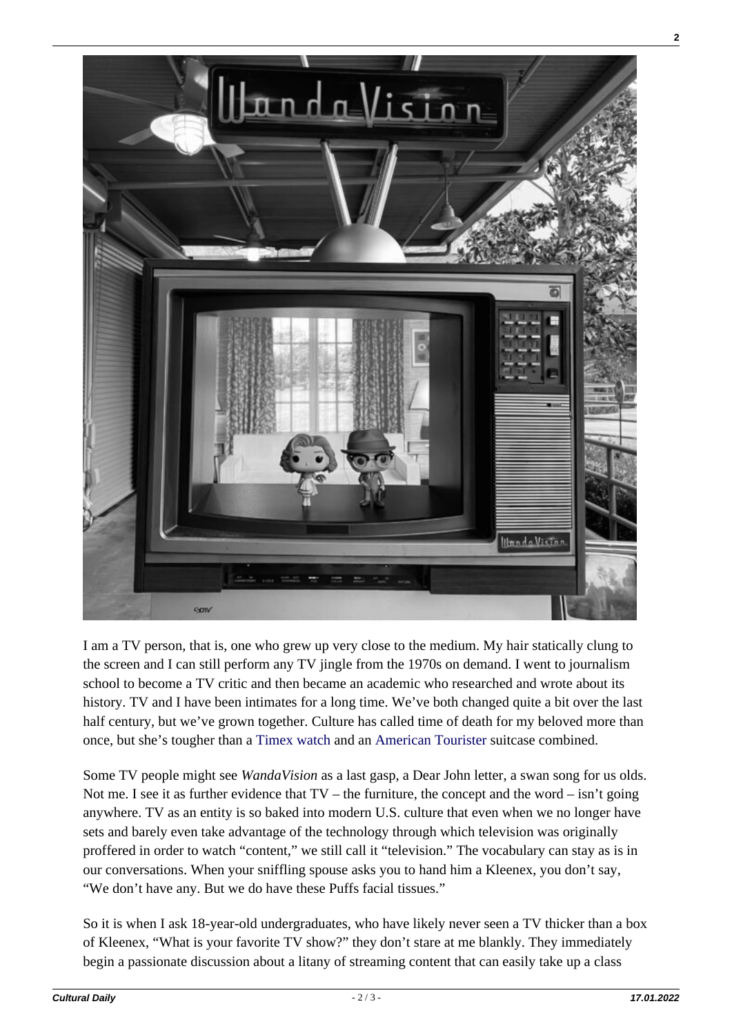I am a TV person, that is, one who grew up very close to the medium. My hair statically clung to the screen and I can still perform any TV jingle from the 1970s on demand. I went to journalism school to become a TV critic and then became an academic who researched and wrote about its history. TV and I have been intimates for a long time. We've both changed quite a bit over the last half century, but we've grown together. Culture has called time of death for my beloved more than once, but she's tougher than a Timex watch and an American Tourister suitcase combined.

Some TV people might see *WandaVision* as a last gasp, a Dear John letter, a swan song for us olds. Not me. I see it as further evidence that TV – the furniture, the concept and the word – isn't going anywhere. TV as an entity is so baked into modern U.S. culture that even when we no longer have sets and barely even take advantage of the technology through which television was originally proffered in order to watch "content," we still call it "television." The vocabulary can stay as is in our conversations. When your sniffling spouse asks you to hand him a Kleenex, you don't say, "We don't have any. But we do have these Puffs facial tissues."

So it is when I ask 18-year-old undergraduates, who have likely never seen a TV thicker than a box of Kleenex, "What is your favorite TV show?" they don't stare at me blankly. They immediately begin a passionate discussion about a litany of streaming content that can easily take up a class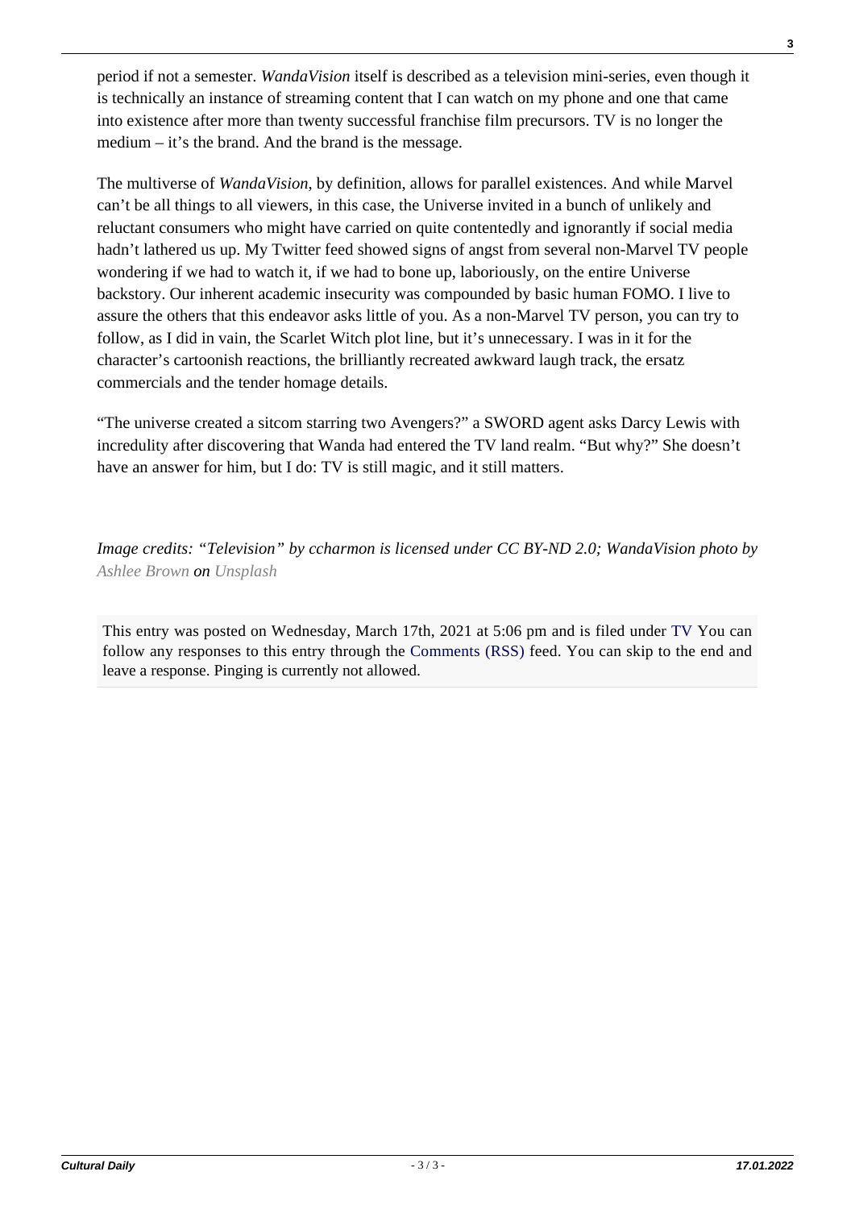period if not a semester. *WandaVision* itself is described as a television mini-series, even though it is technically an instance of streaming content that I can watch on my phone and one that came into existence after more than twenty successful franchise film precursors. TV is no longer the medium – it's the brand. And the brand is the message.

The multiverse of *WandaVision*, by definition, allows for parallel existences. And while Marvel can't be all things to all viewers, in this case, the Universe invited in a bunch of unlikely and reluctant consumers who might have carried on quite contentedly and ignorantly if social media hadn't lathered us up. My Twitter feed showed signs of angst from several non-Marvel TV people wondering if we had to watch it, if we had to bone up, laboriously, on the entire Universe backstory. Our inherent academic insecurity was compounded by basic human FOMO. I live to assure the others that this endeavor asks little of you. As a non-Marvel TV person, you can try to follow, as I did in vain, the Scarlet Witch plot line, but it's unnecessary. I was in it for the character's cartoonish reactions, the brilliantly recreated awkward laugh track, the ersatz commercials and the tender homage details.

"The universe created a sitcom starring two Avengers?" a SWORD agent asks Darcy Lewis with incredulity after discovering that Wanda had entered the TV land realm. "But why?" She doesn't have an answer for him, but I do: TV is still magic, and it still matters.

*Image credits: "Television" by ccharmon is licensed under CC BY-ND 2.0; WandaVision photo by Ashlee Brown on Unsplash*

This entry was posted on Wednesday, March 17th, 2021 at 5:06 pm and is filed under TV You can follow any responses to this entry through the Comments (RSS) feed. You can skip to the end and leave a response. Pinging is currently not allowed.